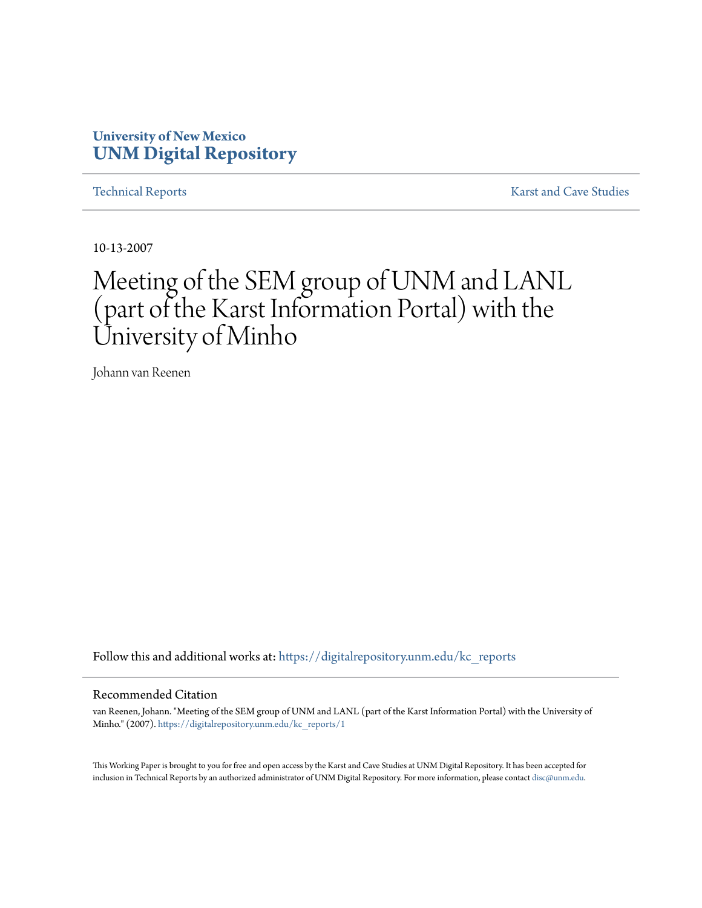University of New Mexico
**UNM Digital Repository**

Technical Reports | Karst and Cave Studies

10-13-2007

# Meeting of the SEM group of UNM and LANL (part of the Karst Information Portal) with the University of Minho

Johann van Reenen

Follow this and additional works at: https://digitalrepository.unm.edu/kc_reports

## Recommended Citation

van Reenen, Johann. "Meeting of the SEM group of UNM and LANL (part of the Karst Information Portal) with the University of Minho." (2007). https://digitalrepository.unm.edu/kc_reports/1

This Working Paper is brought to you for free and open access by the Karst and Cave Studies at UNM Digital Repository. It has been accepted for inclusion in Technical Reports by an authorized administrator of UNM Digital Repository. For more information, please contact disc@unm.edu.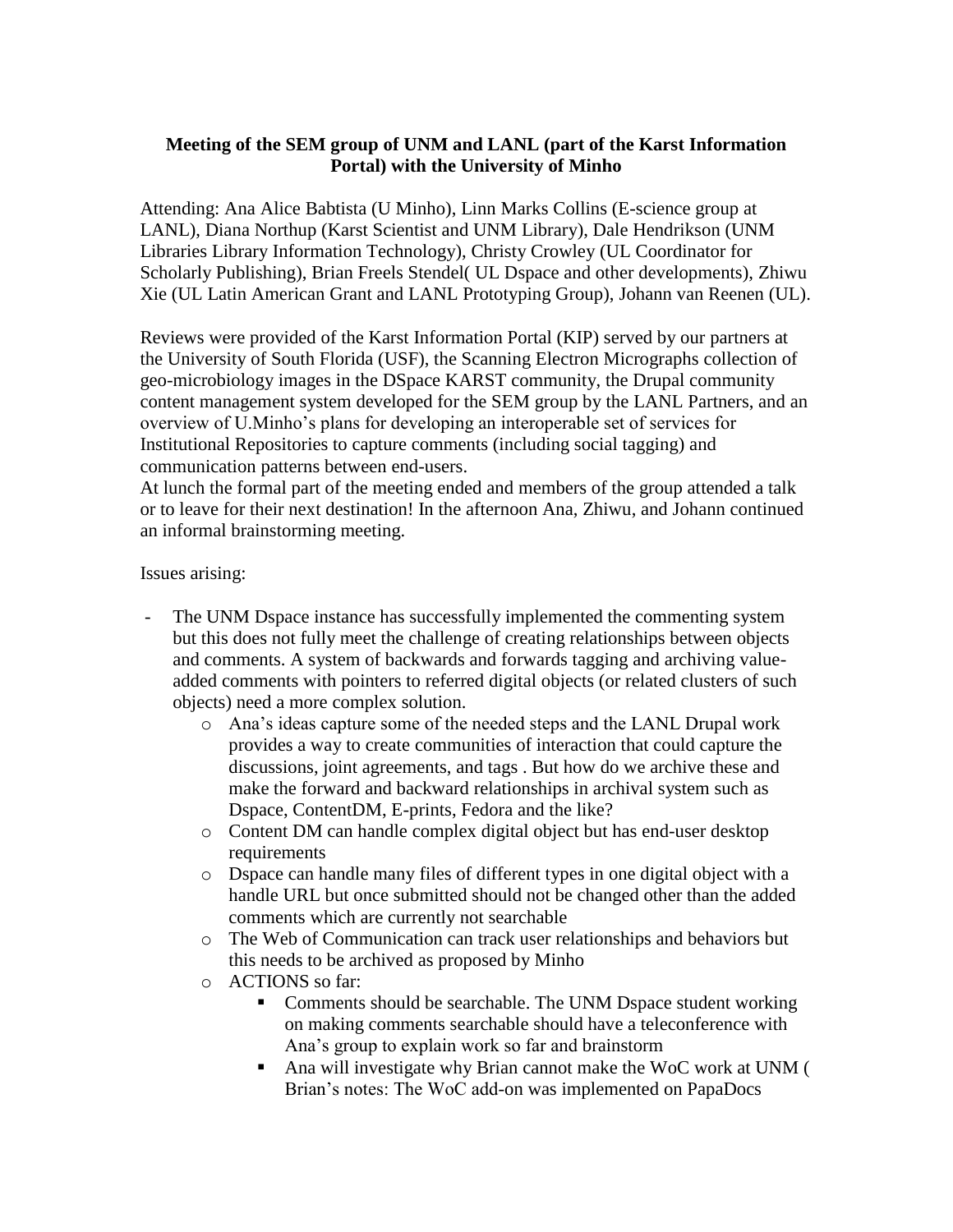**Meeting of the SEM group of UNM and LANL (part of the Karst Information Portal) with the University of Minho**

Attending: Ana Alice Babtista (U Minho), Linn Marks Collins (E-science group at LANL), Diana Northup (Karst Scientist and UNM Library), Dale Hendrikson (UNM Libraries Library Information Technology), Christy Crowley (UL Coordinator for Scholarly Publishing), Brian Freels Stendel( UL Dspace and other developments), Zhiwu Xie (UL Latin American Grant and LANL Prototyping Group), Johann van Reenen (UL).

Reviews were provided of the Karst Information Portal (KIP) served by our partners at the University of South Florida (USF), the Scanning Electron Micrographs collection of geo-microbiology images in the DSpace KARST community, the Drupal community content management system developed for the SEM group by the LANL Partners, and an overview of U.Minho's plans for developing an interoperable set of services for Institutional Repositories to capture comments (including social tagging) and communication patterns between end-users.
At lunch the formal part of the meeting ended and members of the group attended a talk or to leave for their next destination! In the afternoon Ana, Zhiwu, and Johann continued an informal brainstorming meeting.

Issues arising:

- The UNM Dspace instance has successfully implemented the commenting system but this does not fully meet the challenge of creating relationships between objects and comments. A system of backwards and forwards tagging and archiving value-added comments with pointers to referred digital objects (or related clusters of such objects) need a more complex solution.
    - Ana's ideas capture some of the needed steps and the LANL Drupal work provides a way to create communities of interaction that could capture the discussions, joint agreements, and tags . But how do we archive these and make the forward and backward relationships in archival system such as Dspace, ContentDM, E-prints, Fedora and the like?
    - Content DM can handle complex digital object but has end-user desktop requirements
    - Dspace can handle many files of different types in one digital object with a handle URL but once submitted should not be changed other than the added comments which are currently not searchable
    - The Web of Communication can track user relationships and behaviors but this needs to be archived as proposed by Minho
    - ACTIONS so far:
        - Comments should be searchable. The UNM Dspace student working on making comments searchable should have a teleconference with Ana's group to explain work so far and brainstorm
        - Ana will investigate why Brian cannot make the WoC work at UNM ( Brian's notes: The WoC add-on was implemented on PapaDocs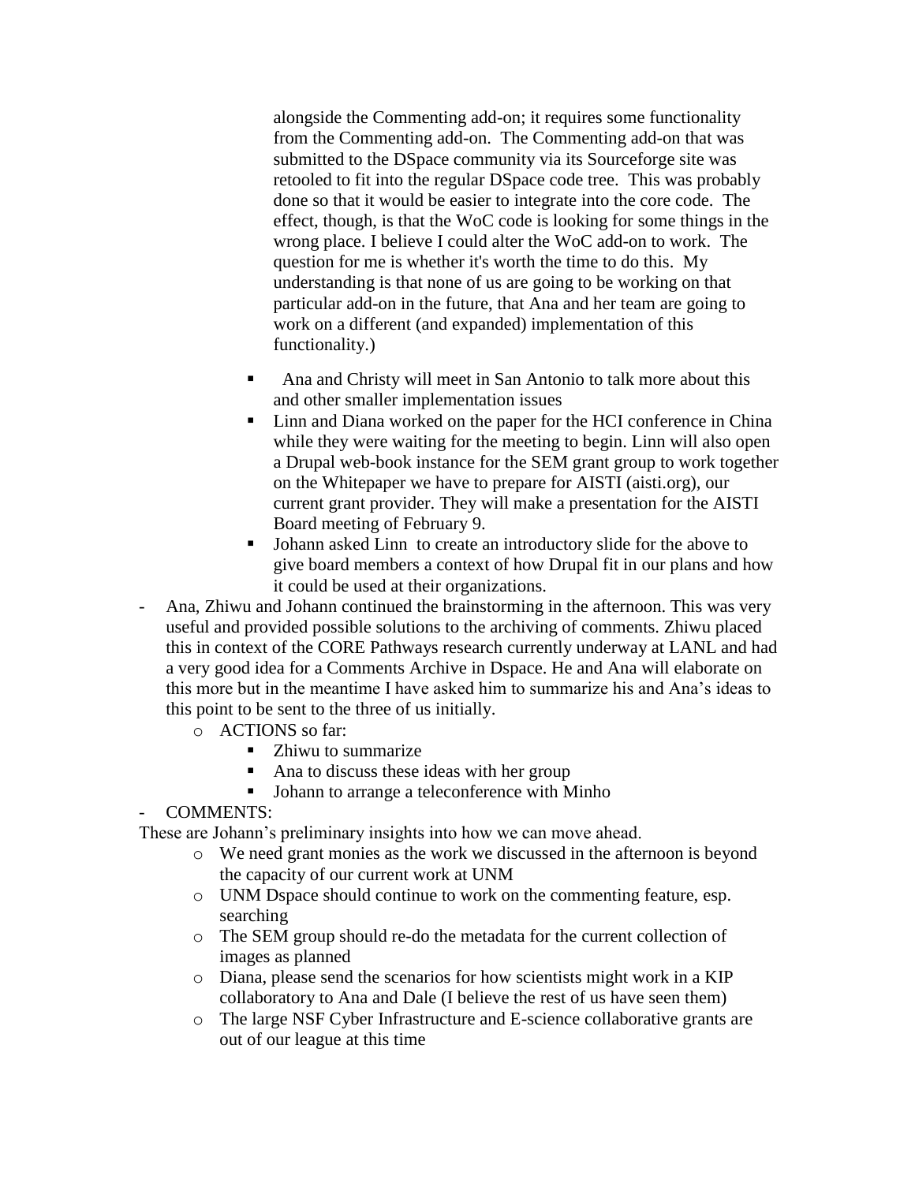alongside the Commenting add-on; it requires some functionality from the Commenting add-on. The Commenting add-on that was submitted to the DSpace community via its Sourceforge site was retooled to fit into the regular DSpace code tree. This was probably done so that it would be easier to integrate into the core code. The effect, though, is that the WoC code is looking for some things in the wrong place. I believe I could alter the WoC add-on to work. The question for me is whether it's worth the time to do this. My understanding is that none of us are going to be working on that particular add-on in the future, that Ana and her team are going to work on a different (and expanded) implementation of this functionality.)

  - Ana and Christy will meet in San Antonio to talk more about this and other smaller implementation issues
  - Linn and Diana worked on the paper for the HCI conference in China while they were waiting for the meeting to begin. Linn will also open a Drupal web-book instance for the SEM grant group to work together on the Whitepaper we have to prepare for AISTI (aisti.org), our current grant provider. They will make a presentation for the AISTI Board meeting of February 9.
  - Johann asked Linn to create an introductory slide for the above to give board members a context of how Drupal fit in our plans and how it could be used at their organizations.

- Ana, Zhiwu and Johann continued the brainstorming in the afternoon. This was very useful and provided possible solutions to the archiving of comments. Zhiwu placed this in context of the CORE Pathways research currently underway at LANL and had a very good idea for a Comments Archive in Dspace. He and Ana will elaborate on this more but in the meantime I have asked him to summarize his and Ana's ideas to this point to be sent to the three of us initially.
  - ACTIONS so far:
    - Zhiwu to summarize
    - Ana to discuss these ideas with her group
    - Johann to arrange a teleconference with Minho
- COMMENTS:

These are Johann's preliminary insights into how we can move ahead.

  - We need grant monies as the work we discussed in the afternoon is beyond the capacity of our current work at UNM
  - UNM Dspace should continue to work on the commenting feature, esp. searching
  - The SEM group should re-do the metadata for the current collection of images as planned
  - Diana, please send the scenarios for how scientists might work in a KIP collaboratory to Ana and Dale (I believe the rest of us have seen them)
  - The large NSF Cyber Infrastructure and E-science collaborative grants are out of our league at this time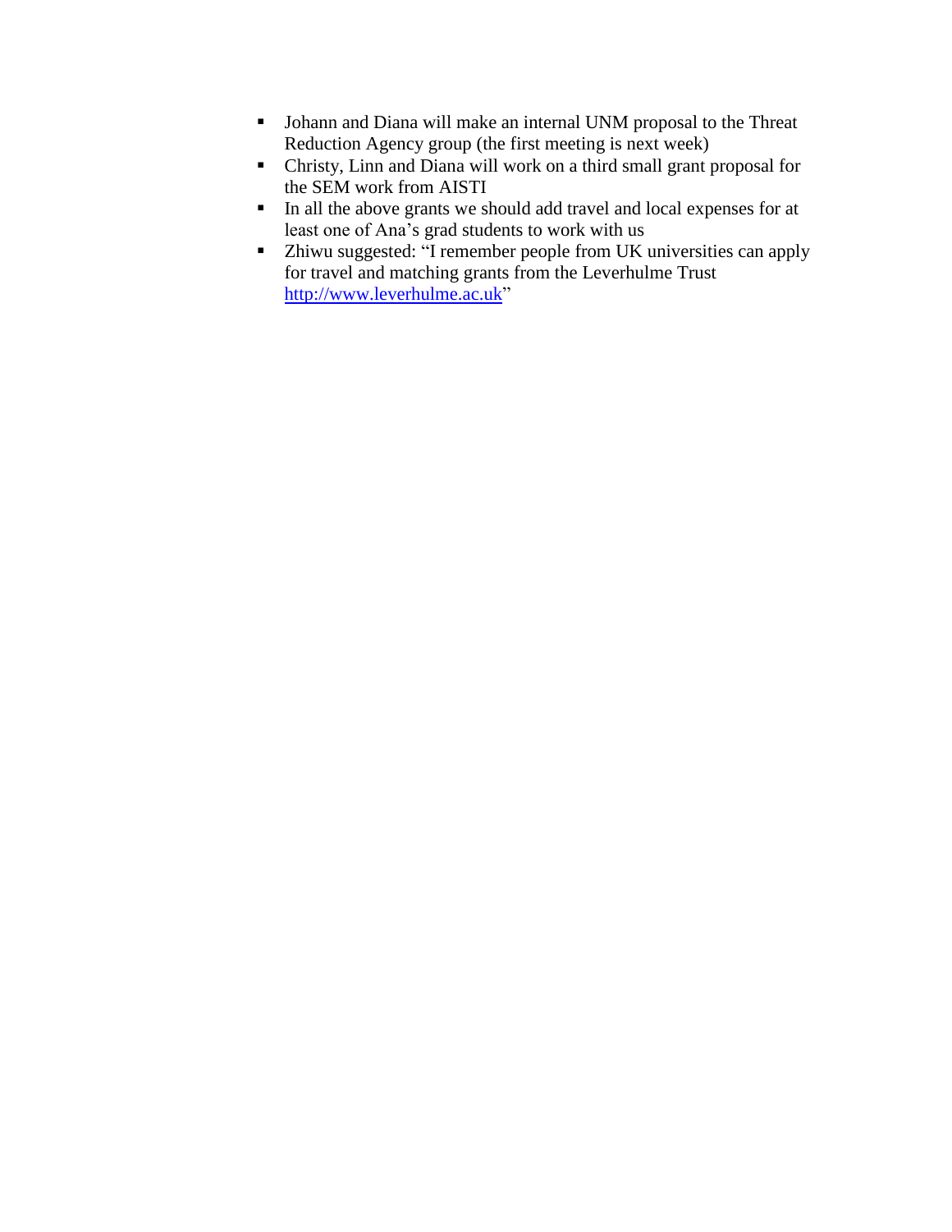- Johann and Diana will make an internal UNM proposal to the Threat Reduction Agency group (the first meeting is next week)
- Christy, Linn and Diana will work on a third small grant proposal for the SEM work from AISTI
- In all the above grants we should add travel and local expenses for at least one of Ana's grad students to work with us
- Zhiwu suggested: "I remember people from UK universities can apply for travel and matching grants from the Leverhulme Trust [http://www.leverhulme.ac.uk](http://www.leverhulme.ac.uk)"